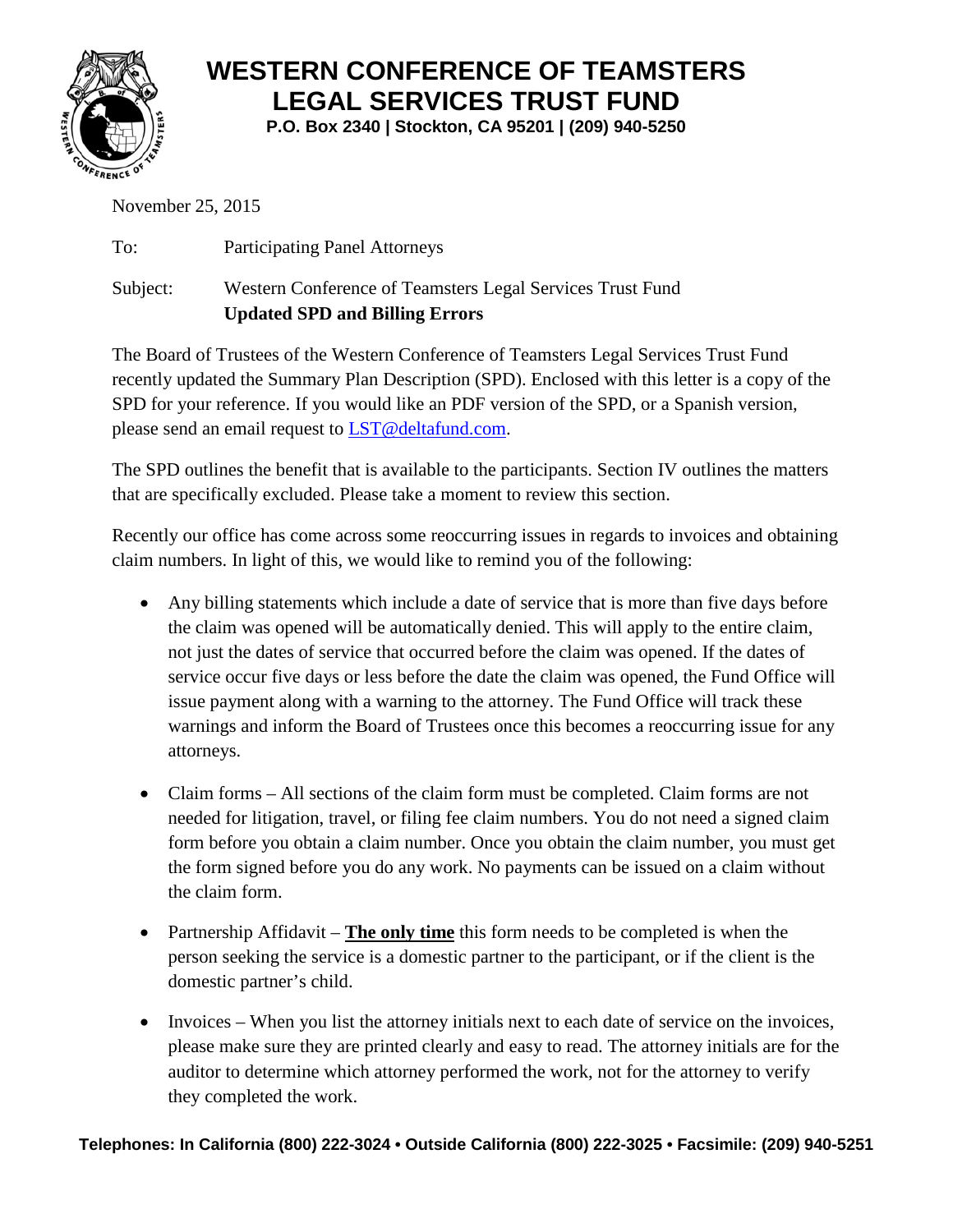# WESTERN CONFERENCE OF TEAMSTERS LEGAL SERVICES TRUST FUND

**P.O. Box 2340 | Stockton, CA 95201 | (209) 940-5250**

November 25, 2015

To: Participating Panel Attorneys

Subject: Western Conference of Teamsters Legal Services Trust Fund
**Updated SPD and Billing Errors**

The Board of Trustees of the Western Conference of Teamsters Legal Services Trust Fund recently updated the Summary Plan Description (SPD). Enclosed with this letter is a copy of the SPD for your reference. If you would like an PDF version of the SPD, or a Spanish version, please send an email request to LST@deltafund.com.

The SPD outlines the benefit that is available to the participants. Section IV outlines the matters that are specifically excluded. Please take a moment to review this section.

Recently our office has come across some reoccurring issues in regards to invoices and obtaining claim numbers. In light of this, we would like to remind you of the following:

- Any billing statements which include a date of service that is more than five days before the claim was opened will be automatically denied. This will apply to the entire claim, not just the dates of service that occurred before the claim was opened. If the dates of service occur five days or less before the date the claim was opened, the Fund Office will issue payment along with a warning to the attorney. The Fund Office will track these warnings and inform the Board of Trustees once this becomes a reoccurring issue for any attorneys.

- Claim forms – All sections of the claim form must be completed. Claim forms are not needed for litigation, travel, or filing fee claim numbers. You do not need a signed claim form before you obtain a claim number. Once you obtain the claim number, you must get the form signed before you do any work. No payments can be issued on a claim without the claim form.

- Partnership Affidavit – **<u>The only time</u>** this form needs to be completed is when the person seeking the service is a domestic partner to the participant, or if the client is the domestic partner's child.

- Invoices – When you list the attorney initials next to each date of service on the invoices, please make sure they are printed clearly and easy to read. The attorney initials are for the auditor to determine which attorney performed the work, not for the attorney to verify they completed the work.

**Telephones: In California (800) 222-3024 • Outside California (800) 222-3025 • Facsimile: (209) 940-5251**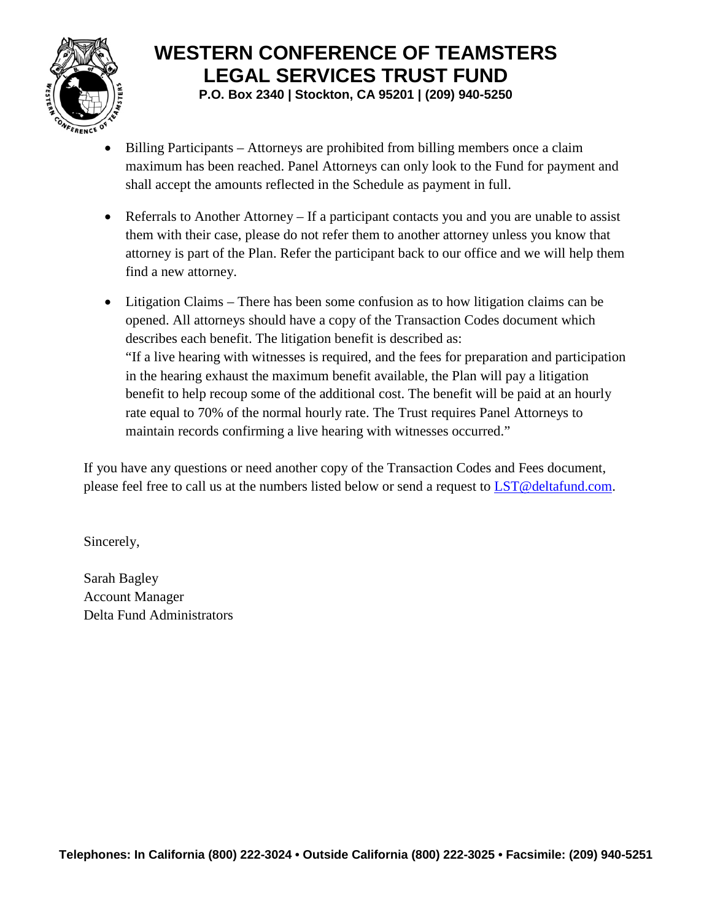# WESTERN CONFERENCE OF TEAMSTERS LEGAL SERVICES TRUST FUND

**P.O. Box 2340 | Stockton, CA 95201 | (209) 940-5250**

- Billing Participants – Attorneys are prohibited from billing members once a claim maximum has been reached. Panel Attorneys can only look to the Fund for payment and shall accept the amounts reflected in the Schedule as payment in full.

- Referrals to Another Attorney – If a participant contacts you and you are unable to assist them with their case, please do not refer them to another attorney unless you know that attorney is part of the Plan. Refer the participant back to our office and we will help them find a new attorney.

- Litigation Claims – There has been some confusion as to how litigation claims can be opened. All attorneys should have a copy of the Transaction Codes document which describes each benefit. The litigation benefit is described as:
  "If a live hearing with witnesses is required, and the fees for preparation and participation in the hearing exhaust the maximum benefit available, the Plan will pay a litigation benefit to help recoup some of the additional cost. The benefit will be paid at an hourly rate equal to 70% of the normal hourly rate. The Trust requires Panel Attorneys to maintain records confirming a live hearing with witnesses occurred."

If you have any questions or need another copy of the Transaction Codes and Fees document, please feel free to call us at the numbers listed below or send a request to LST@deltafund.com.

Sincerely,

Sarah Bagley
Account Manager
Delta Fund Administrators

**Telephones: In California (800) 222-3024 • Outside California (800) 222-3025 • Facsimile: (209) 940-5251**